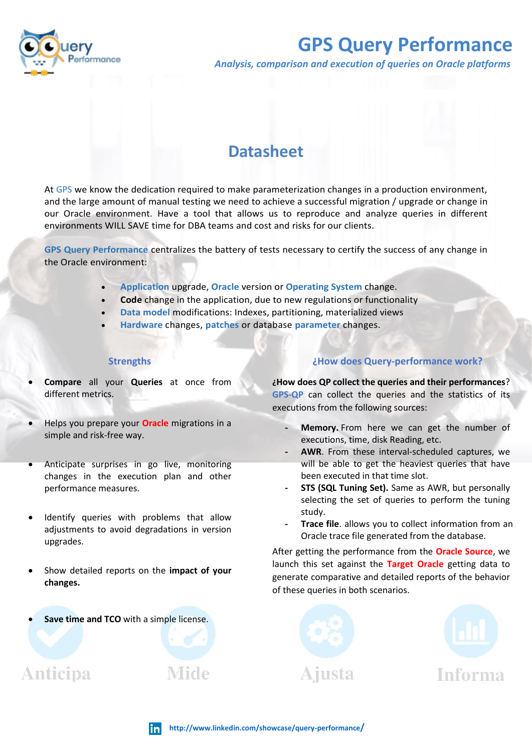# GPS Query Performance

*Analysis, comparison and execution of queries on Oracle platforms*

## Datasheet

At GPS we know the dedication required to make parameterization changes in a production environment, and the large amount of manual testing we need to achieve a successful migration / upgrade or change in our Oracle environment. Have a tool that allows us to reproduce and analyze queries in different environments WILL SAVE time for DBA teams and cost and risks for our clients.

GPS Query Performance centralizes the battery of tests necessary to certify the success of any change in the Oracle environment:

- Application upgrade, Oracle version or Operating System change.
- **Code** change in the application, due to new regulations or functionality
- Data model modifications: Indexes, partitioning, materialized views
- Hardware changes, patches or database parameter changes.

### Strengths

- **Compare** all your **Queries** at once from different metrics.
- Helps you prepare your Oracle migrations in a simple and risk-free way.
- Anticipate surprises in go live, monitoring changes in the execution plan and other performance measures.
- Identify queries with problems that allow adjustments to avoid degradations in version upgrades.
- Show detailed reports on the **impact of your changes.**
- **Save time and TCO** with a simple license.

### ¿How does Query-performance work?

**¿How does QP collect the queries and their performances**?
GPS-QP can collect the queries and the statistics of its executions from the following sources:

- **Memory.** From here we can get the number of executions, time, disk Reading, etc.
- **AWR**. From these interval-scheduled captures, we will be able to get the heaviest queries that have been executed in that time slot.
- **STS (SQL Tuning Set).** Same as AWR, but personally selecting the set of queries to perform the tuning study.
- **Trace file**. allows you to collect information from an Oracle trace file generated from the database.

After getting the performance from the **Oracle Source**, we launch this set against the **Target Oracle** getting data to generate comparative and detailed reports of the behavior of these queries in both scenarios.

Anticipa Mide Ajusta Informa

http://www.linkedin.com/showcase/query-performance/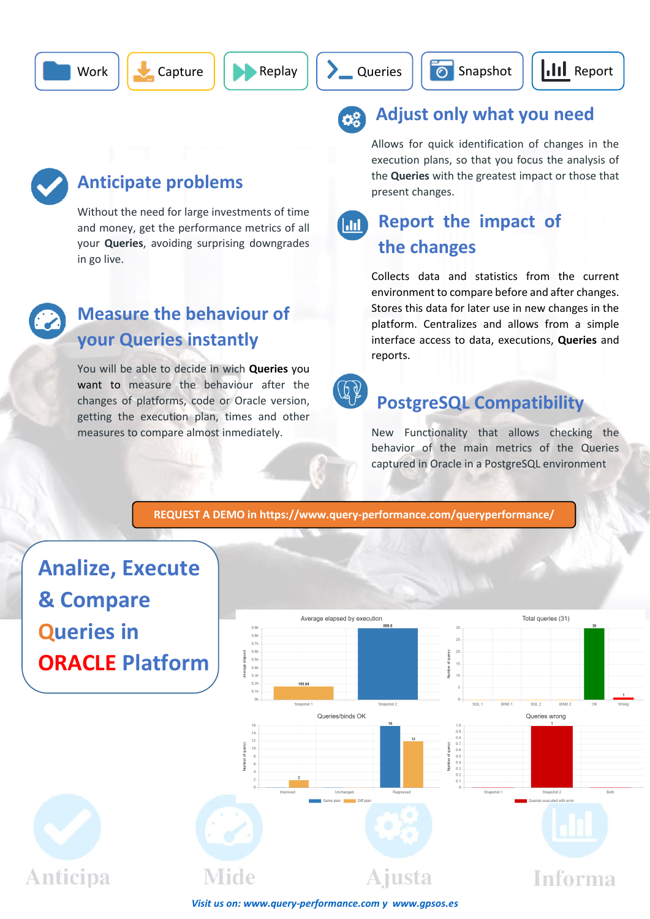Work | Capture | Replay | Queries | Snapshot | Report

## Anticipate problems

Without the need for large investments of time and money, get the performance metrics of all your **Queries**, avoiding surprising downgrades in go live.

## Measure the behaviour of your Queries instantly

You will be able to decide in wich **Queries** you want to measure the behaviour after the changes of platforms, code or Oracle version, getting the execution plan, times and other measures to compare almost inmediately.

## Adjust only what you need

Allows for quick identification of changes in the execution plans, so that you focus the analysis of the **Queries** with the greatest impact or those that present changes.

## Report the impact of the changes

Collects data and statistics from the current environment to compare before and after changes. Stores this data for later use in new changes in the platform. Centralizes and allows from a simple interface access to data, executions, **Queries** and reports.

## PostgreSQL Compatibility

New Functionality that allows checking the behavior of the main metrics of the Queries captured in Oracle in a PostgreSQL environment

**REQUEST A DEMO in https://www.query-performance.com/queryperformance/**

# Analize, Execute & Compare Queries in ORACLE Platform

Average elapsed by execution
169.84
899.8
Snapshot 1
Snapshot 2

Total queries (31)
30
1
SQL 1
BIND 1
SQL 2
BIND 2
OK
Wrong

Queries/binds OK
2
16
12
Improved
Unchanged
Regressed
Same plan
Diff plan

Queries wrong
1
Snapshot 1
Snapshot 2
Both
Queries executed with error

Anticipa | Mide | Ajusta | Informa

*Visit us on: www.query-performance.com y www.gpsos.es*